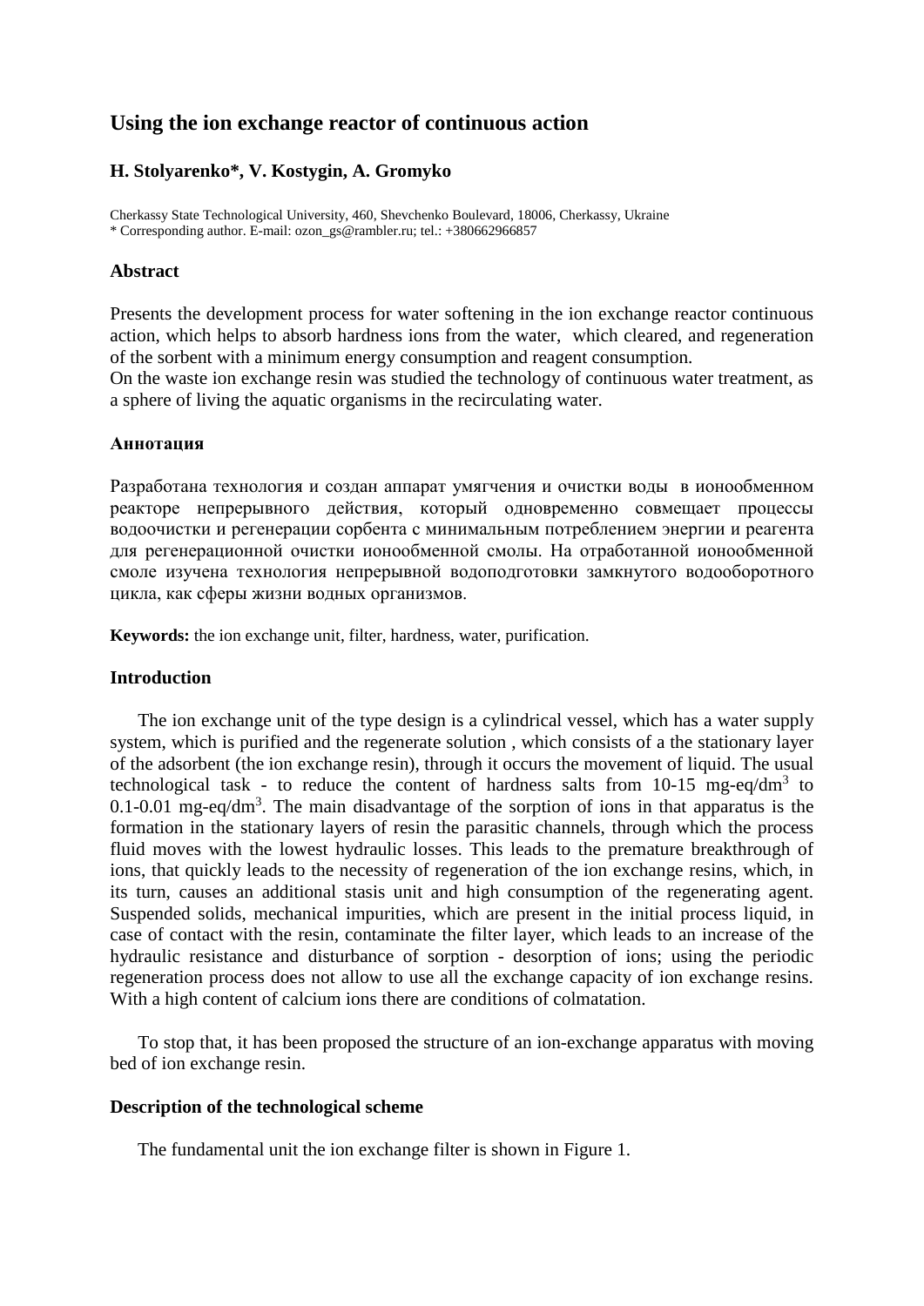# Using the ion exchange reactor of continuous action

**H. Stolyarenko\*, V. Kostygin, A. Gromyko**

Cherkassy State Technological University, 460, Shevchenko Boulevard, 18006, Cherkassy, Ukraine
\* Corresponding author. E-mail: ozon_gs@rambler.ru; tel.: +380662966857

## Abstract

Presents the development process for water softening in the ion exchange reactor continuous action, which helps to absorb hardness ions from the water, which cleared, and regeneration of the sorbent with a minimum energy consumption and reagent consumption.
On the waste ion exchange resin was studied the technology of continuous water treatment, as a sphere of living the aquatic organisms in the recirculating water.

## Аннотация

Разработана технология и создан аппарат умягчения и очистки воды в ионообменном реакторе непрерывного действия, который одновременно совмещает процессы водоочистки и регенерации сорбента с минимальным потреблением энергии и реагента для регенерационной очистки ионообменной смолы. На отработанной ионообменной смоле изучена технология непрерывной водоподготовки замкнутого водооборотного цикла, как сферы жизни водных организмов.

**Keywords:** the ion exchange unit, filter, hardness, water, purification.

## Introduction

The ion exchange unit of the type design is a cylindrical vessel, which has a water supply system, which is purified and the regenerate solution , which consists of a the stationary layer of the adsorbent (the ion exchange resin), through it occurs the movement of liquid. The usual technological task - to reduce the content of hardness salts from 10-15 mg-eq/dm$^3$ to 0.1-0.01 mg-eq/dm$^3$. The main disadvantage of the sorption of ions in that apparatus is the formation in the stationary layers of resin the parasitic channels, through which the process fluid moves with the lowest hydraulic losses. This leads to the premature breakthrough of ions, that quickly leads to the necessity of regeneration of the ion exchange resins, which, in its turn, causes an additional stasis unit and high consumption of the regenerating agent. Suspended solids, mechanical impurities, which are present in the initial process liquid, in case of contact with the resin, contaminate the filter layer, which leads to an increase of the hydraulic resistance and disturbance of sorption - desorption of ions; using the periodic regeneration process does not allow to use all the exchange capacity of ion exchange resins. With a high content of calcium ions there are conditions of colmatation.

To stop that, it has been proposed the structure of an ion-exchange apparatus with moving bed of ion exchange resin.

## Description of the technological scheme

The fundamental unit the ion exchange filter is shown in Figure 1.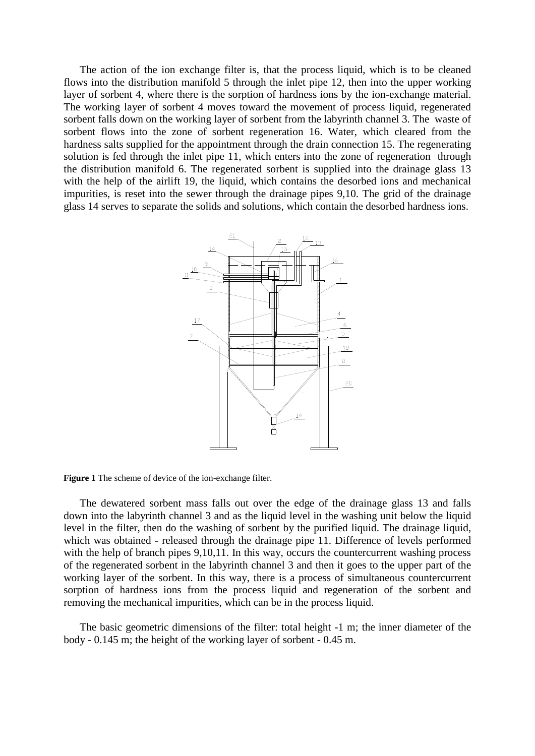The action of the ion exchange filter is, that the process liquid, which is to be cleaned flows into the distribution manifold 5 through the inlet pipe 12, then into the upper working layer of sorbent 4, where there is the sorption of hardness ions by the ion-exchange material. The working layer of sorbent 4 moves toward the movement of process liquid, regenerated sorbent falls down on the working layer of sorbent from the labyrinth channel 3. The waste of sorbent flows into the zone of sorbent regeneration 16. Water, which cleared from the hardness salts supplied for the appointment through the drain connection 15. The regenerating solution is fed through the inlet pipe 11, which enters into the zone of regeneration through the distribution manifold 6. The regenerated sorbent is supplied into the drainage glass 13 with the help of the airlift 19, the liquid, which contains the desorbed ions and mechanical impurities, is reset into the sewer through the drainage pipes 9,10. The grid of the drainage glass 14 serves to separate the solids and solutions, which contain the desorbed hardness ions.

**Figure 1** The scheme of device of the ion-exchange filter.

The dewatered sorbent mass falls out over the edge of the drainage glass 13 and falls down into the labyrinth channel 3 and as the liquid level in the washing unit below the liquid level in the filter, then do the washing of sorbent by the purified liquid. The drainage liquid, which was obtained - released through the drainage pipe 11. Difference of levels performed with the help of branch pipes 9,10,11. In this way, occurs the countercurrent washing process of the regenerated sorbent in the labyrinth channel 3 and then it goes to the upper part of the working layer of the sorbent. In this way, there is a process of simultaneous countercurrent sorption of hardness ions from the process liquid and regeneration of the sorbent and removing the mechanical impurities, which can be in the process liquid.

The basic geometric dimensions of the filter: total height -1 m; the inner diameter of the body - 0.145 m; the height of the working layer of sorbent - 0.45 m.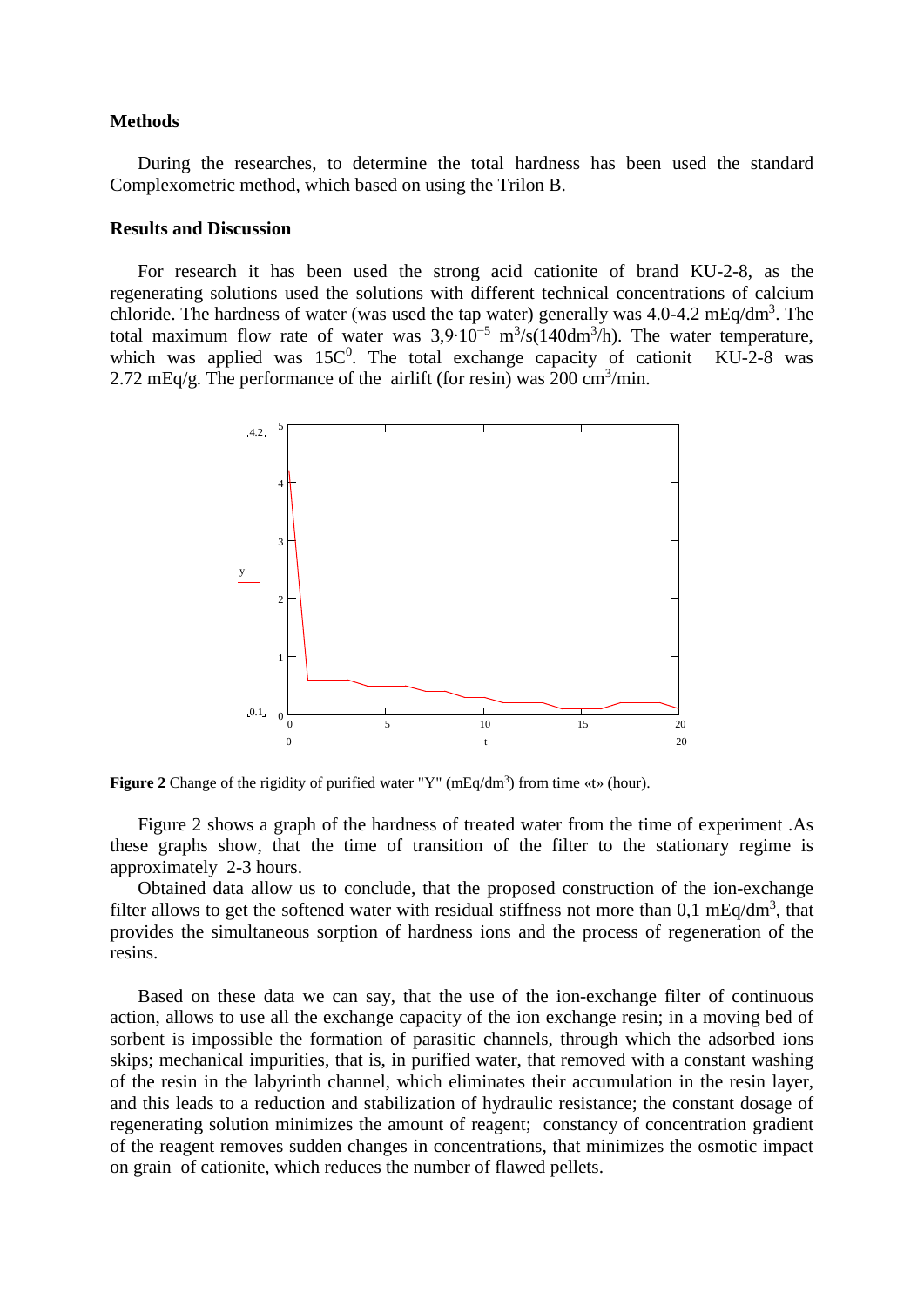## Methods

During the researches, to determine the total hardness has been used the standard Complexometric method, which based on using the Trilon B.

## Results and Discussion

For research it has been used the strong acid cationite of brand KU-2-8, as the regenerating solutions used the solutions with different technical concentrations of calcium chloride. The hardness of water (was used the tap water) generally was 4.0-4.2 mEq/dm$^3$. The total maximum flow rate of water was $3{,}9 \cdot 10^{-5}$ m$^3$/s(140dm$^3$/h). The water temperature, which was applied was 15C$^0$. The total exchange capacity of cationit KU-2-8 was 2.72 mEq/g. The performance of the airlift (for resin) was 200 cm$^3$/min.

**Figure 2** Change of the rigidity of purified water "Y" (mEq/dm$^3$) from time «t» (hour).

Figure 2 shows a graph of the hardness of treated water from the time of experiment .As these graphs show, that the time of transition of the filter to the stationary regime is approximately 2-3 hours.

Obtained data allow us to conclude, that the proposed construction of the ion-exchange filter allows to get the softened water with residual stiffness not more than 0,1 mEq/dm$^3$, that provides the simultaneous sorption of hardness ions and the process of regeneration of the resins.

Based on these data we can say, that the use of the ion-exchange filter of continuous action, allows to use all the exchange capacity of the ion exchange resin; in a moving bed of sorbent is impossible the formation of parasitic channels, through which the adsorbed ions skips; mechanical impurities, that is, in purified water, that removed with a constant washing of the resin in the labyrinth channel, which eliminates their accumulation in the resin layer, and this leads to a reduction and stabilization of hydraulic resistance; the constant dosage of regenerating solution minimizes the amount of reagent; constancy of concentration gradient of the reagent removes sudden changes in concentrations, that minimizes the osmotic impact on grain of cationite, which reduces the number of flawed pellets.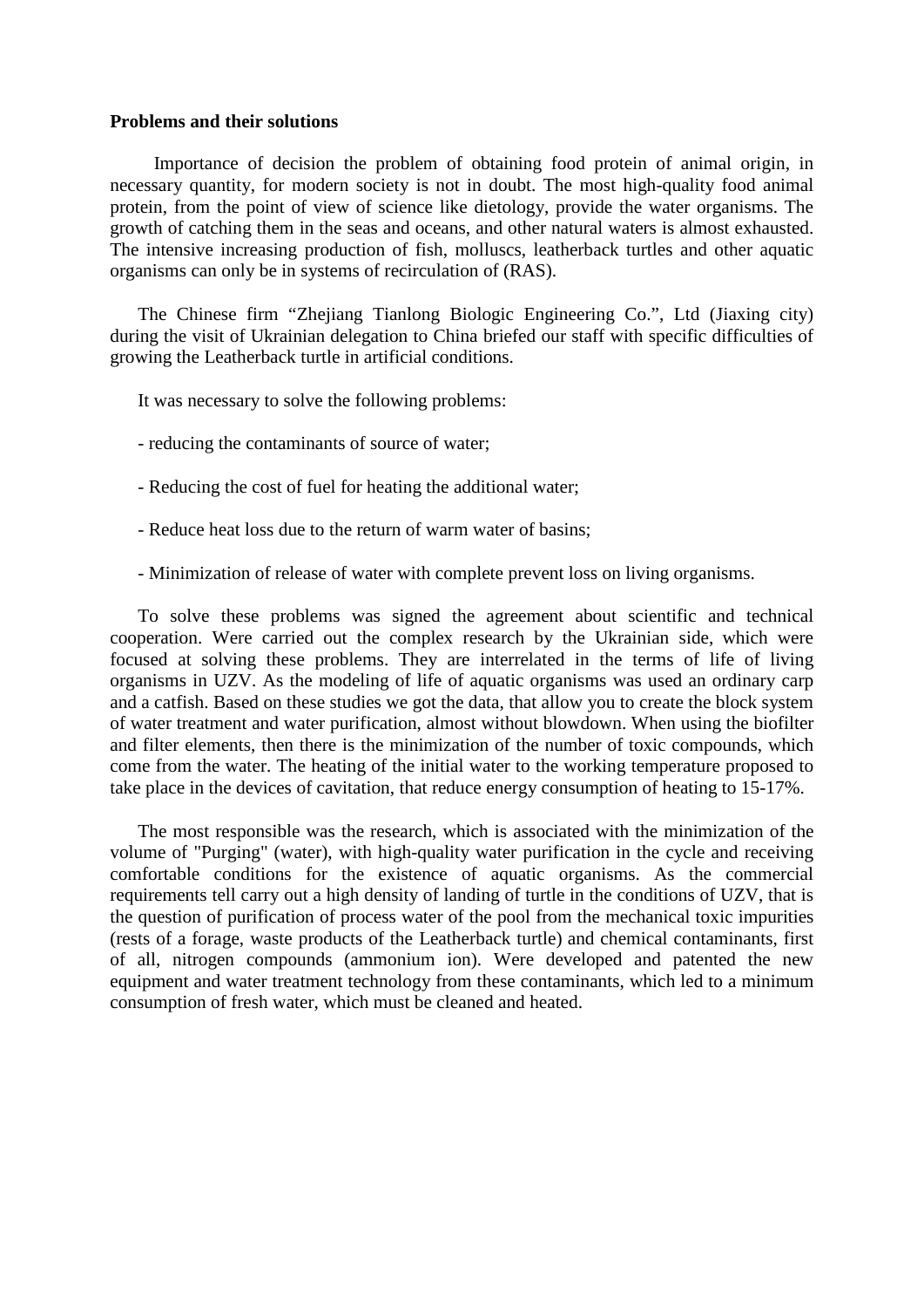**Problems and their solutions**

Importance of decision the problem of obtaining food protein of animal origin, in necessary quantity, for modern society is not in doubt. The most high-quality food animal protein, from the point of view of science like dietology, provide the water organisms. The growth of catching them in the seas and oceans, and other natural waters is almost exhausted. The intensive increasing production of fish, molluscs, leatherback turtles and other aquatic organisms can only be in systems of recirculation of (RAS).

The Chinese firm “Zhejiang Tianlong Biologic Engineering Co.”, Ltd (Jiaxing city) during the visit of Ukrainian delegation to China briefed our staff with specific difficulties of growing the Leatherback turtle in artificial conditions.

It was necessary to solve the following problems:

- reducing the contaminants of source of water;

- Reducing the cost of fuel for heating the additional water;

- Reduce heat loss due to the return of warm water of basins;

- Minimization of release of water with complete prevent loss on living organisms.

To solve these problems was signed the agreement about scientific and technical cooperation. Were carried out the complex research by the Ukrainian side, which were focused at solving these problems. They are interrelated in the terms of life of living organisms in UZV. As the modeling of life of aquatic organisms was used an ordinary carp and a catfish. Based on these studies we got the data, that allow you to create the block system of water treatment and water purification, almost without blowdown. When using the biofilter and filter elements, then there is the minimization of the number of toxic compounds, which come from the water. The heating of the initial water to the working temperature proposed to take place in the devices of cavitation, that reduce energy consumption of heating to 15-17%.

The most responsible was the research, which is associated with the minimization of the volume of "Purging" (water), with high-quality water purification in the cycle and receiving comfortable conditions for the existence of aquatic organisms. As the commercial requirements tell carry out a high density of landing of turtle in the conditions of UZV, that is the question of purification of process water of the pool from the mechanical toxic impurities (rests of a forage, waste products of the Leatherback turtle) and chemical contaminants, first of all, nitrogen compounds (ammonium ion). Were developed and patented the new equipment and water treatment technology from these contaminants, which led to a minimum consumption of fresh water, which must be cleaned and heated.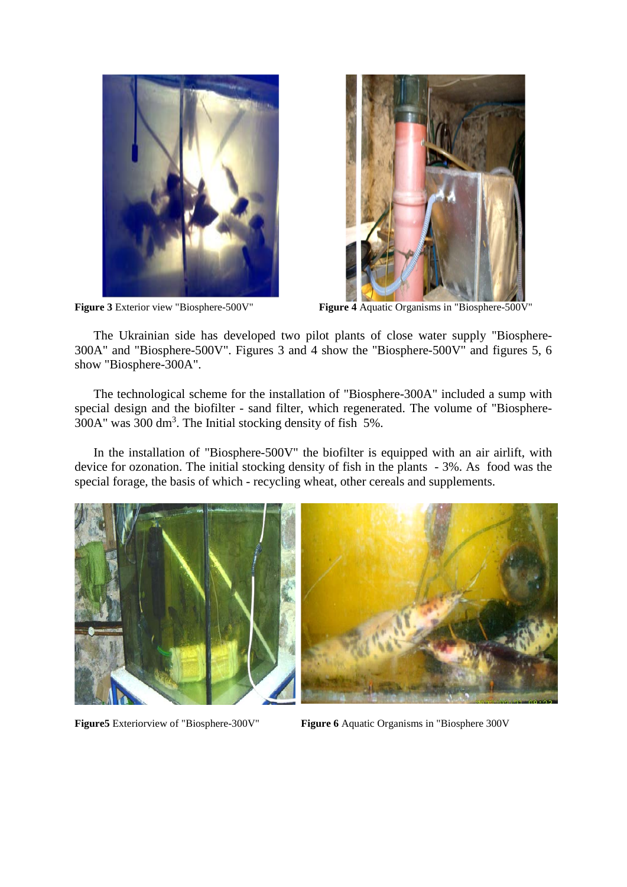**Figure 3** Exterior view "Biosphere-500V"

**Figure 4** Aquatic Organisms in "Biosphere-500V"

The Ukrainian side has developed two pilot plants of close water supply "Biosphere-300A" and "Biosphere-500V". Figures 3 and 4 show the "Biosphere-500V" and figures 5, 6 show "Biosphere-300A".

The technological scheme for the installation of "Biosphere-300A" included a sump with special design and the biofilter - sand filter, which regenerated. The volume of "Biosphere-300A" was 300 $dm^3$. The Initial stocking density of fish 5%.

In the installation of "Biosphere-500V" the biofilter is equipped with an air airlift, with device for ozonation. The initial stocking density of fish in the plants - 3%. As food was the special forage, the basis of which - recycling wheat, other cereals and supplements.

**Figure5** Exteriorview of "Biosphere-300V"

**Figure 6** Aquatic Organisms in "Biosphere 300V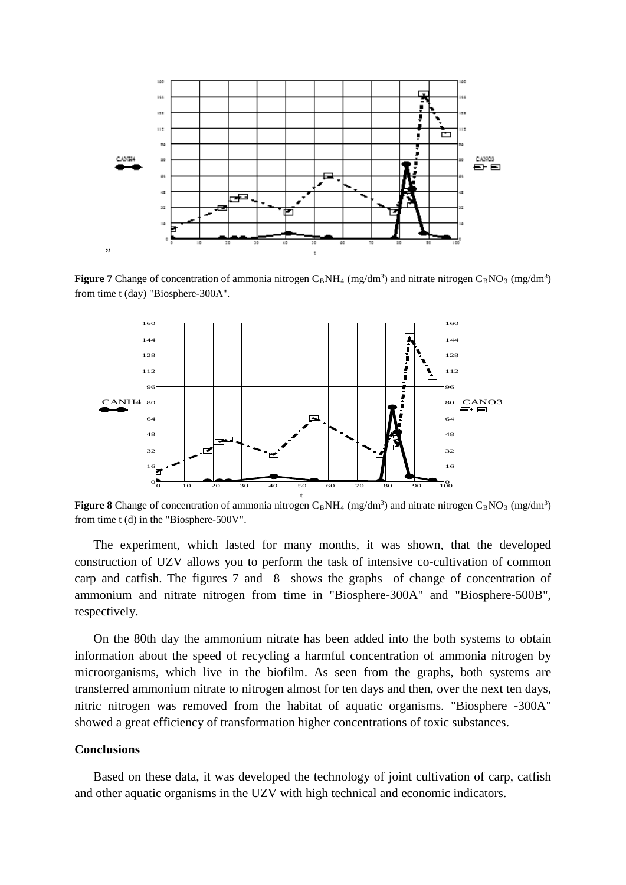„

**Figure 7** Change of concentration of ammonia nitrogen $C_BNH_4$ (mg/dm$^3$) and nitrate nitrogen $C_BNO_3$ (mg/dm$^3$) from time t (day) "Biosphere-300A".

**Figure 8** Change of concentration of ammonia nitrogen $C_BNH_4$ (mg/dm$^3$) and nitrate nitrogen $C_BNO_3$ (mg/dm$^3$) from time t (d) in the "Biosphere-500V".

The experiment, which lasted for many months, it was shown, that the developed construction of UZV allows you to perform the task of intensive co-cultivation of common carp and catfish. The figures 7 and 8 shows the graphs of change of concentration of ammonium and nitrate nitrogen from time in "Biosphere-300A" and "Biosphere-500B", respectively.

On the 80th day the ammonium nitrate has been added into the both systems to obtain information about the speed of recycling a harmful concentration of ammonia nitrogen by microorganisms, which live in the biofilm. As seen from the graphs, both systems are transferred ammonium nitrate to nitrogen almost for ten days and then, over the next ten days, nitric nitrogen was removed from the habitat of aquatic organisms. "Biosphere -300A" showed a great efficiency of transformation higher concentrations of toxic substances.

## Conclusions

Based on these data, it was developed the technology of joint cultivation of carp, catfish and other aquatic organisms in the UZV with high technical and economic indicators.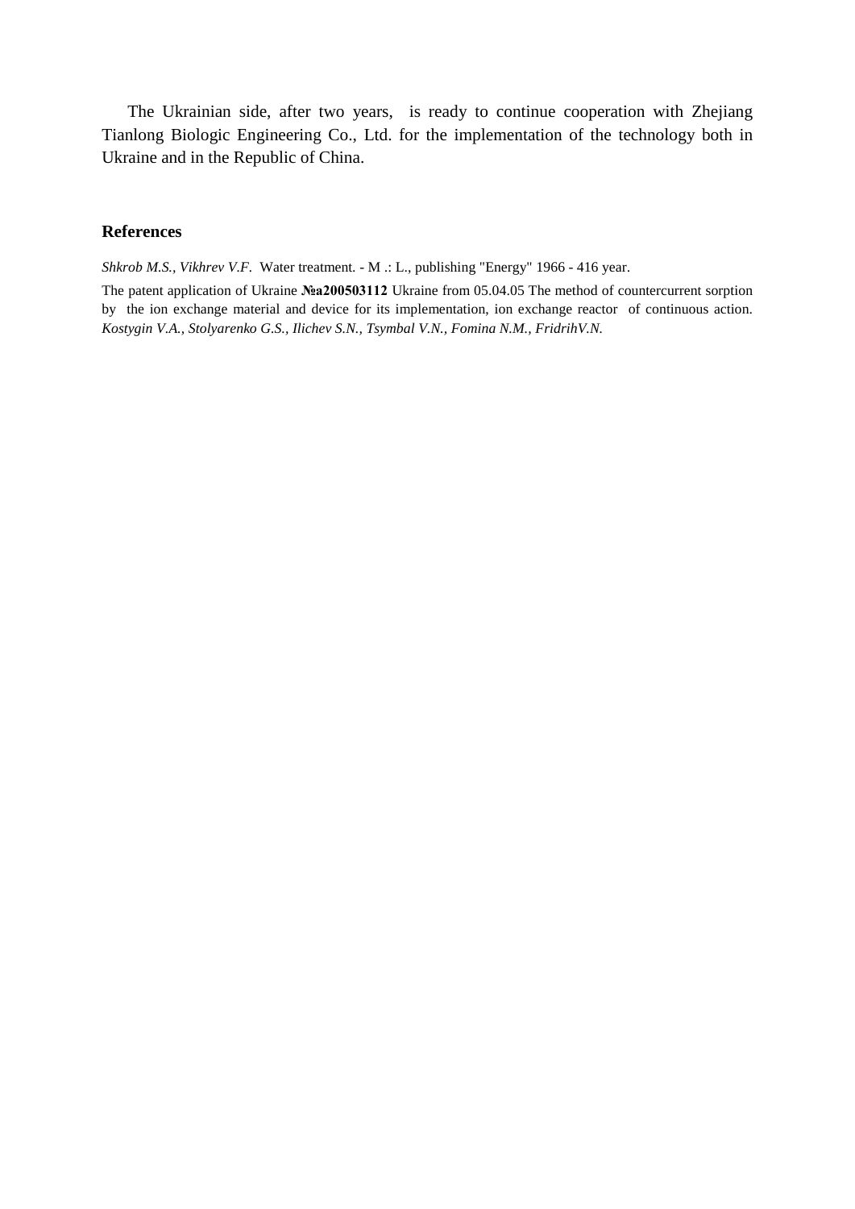The Ukrainian side, after two years, is ready to continue cooperation with Zhejiang Tianlong Biologic Engineering Co., Ltd. for the implementation of the technology both in Ukraine and in the Republic of China.

## References

*Shkrob M.S., Vikhrev V.F.* Water treatment. - M .: L., publishing "Energy" 1966 - 416 year.

The patent application of Ukraine **№a200503112** Ukraine from 05.04.05 The method of countercurrent sorption by the ion exchange material and device for its implementation, ion exchange reactor of continuous action. *Kostygin V.A., Stolyarenko G.S., Ilichev S.N., Tsymbal V.N., Fomina N.M., FridrihV.N.*